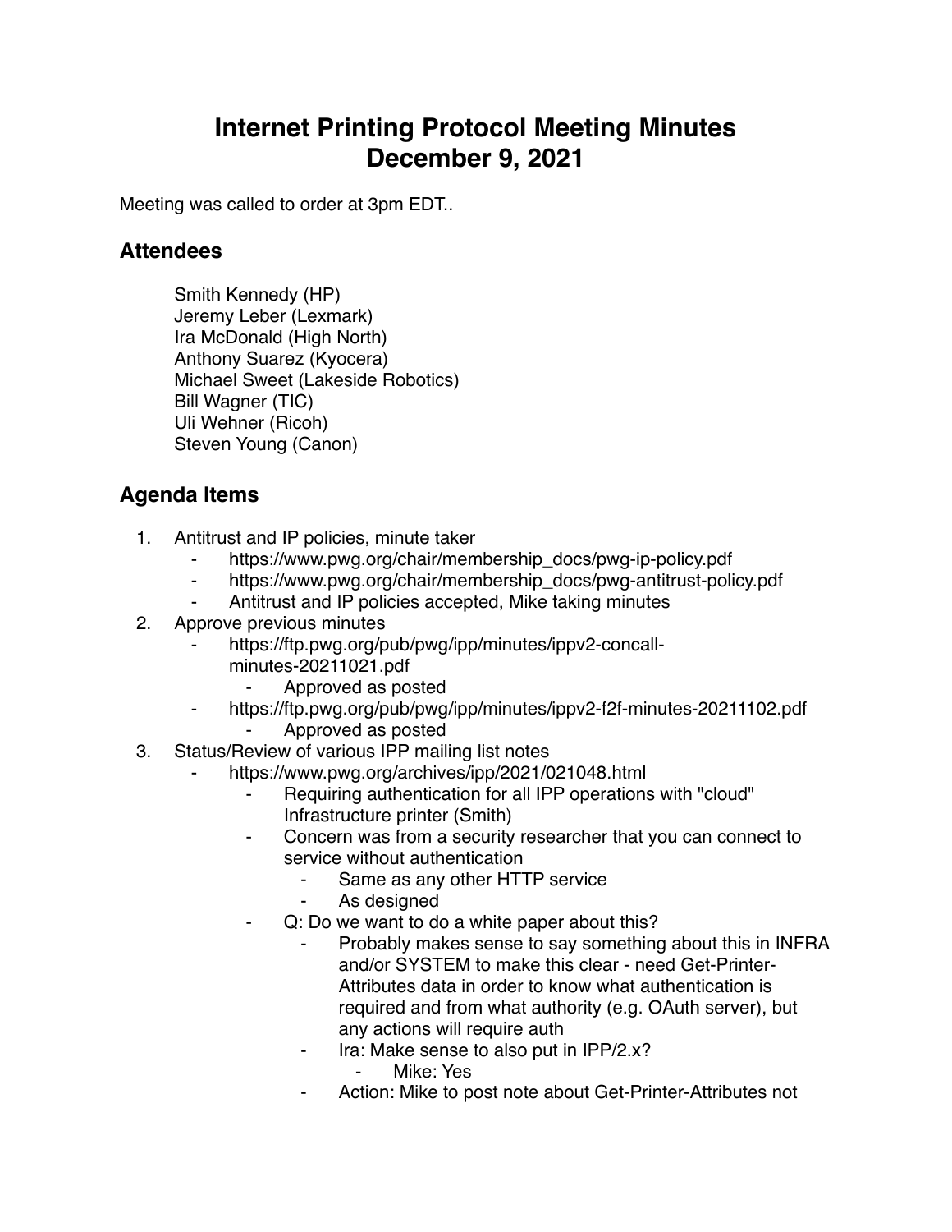# Internet Printing Protocol Meeting Minutes December 9, 2021

Meeting was called to order at 3pm EDT..

## Attendees

Smith Kennedy (HP)
Jeremy Leber (Lexmark)
Ira McDonald (High North)
Anthony Suarez (Kyocera)
Michael Sweet (Lakeside Robotics)
Bill Wagner (TIC)
Uli Wehner (Ricoh)
Steven Young (Canon)

## Agenda Items

1. Antitrust and IP policies, minute taker
    - https://www.pwg.org/chair/membership_docs/pwg-ip-policy.pdf
    - https://www.pwg.org/chair/membership_docs/pwg-antitrust-policy.pdf
    - Antitrust and IP policies accepted, Mike taking minutes
2. Approve previous minutes
    - https://ftp.pwg.org/pub/pwg/ipp/minutes/ippv2-concall-minutes-20211021.pdf
        - Approved as posted
    - https://ftp.pwg.org/pub/pwg/ipp/minutes/ippv2-f2f-minutes-20211102.pdf
        - Approved as posted
3. Status/Review of various IPP mailing list notes
    - https://www.pwg.org/archives/ipp/2021/021048.html
        - Requiring authentication for all IPP operations with "cloud" Infrastructure printer (Smith)
        - Concern was from a security researcher that you can connect to service without authentication
            - Same as any other HTTP service
            - As designed
        - Q: Do we want to do a white paper about this?
            - Probably makes sense to say something about this in INFRA and/or SYSTEM to make this clear - need Get-Printer-Attributes data in order to know what authentication is required and from what authority (e.g. OAuth server), but any actions will require auth
            - Ira: Make sense to also put in IPP/2.x?
                - Mike: Yes
            - Action: Mike to post note about Get-Printer-Attributes not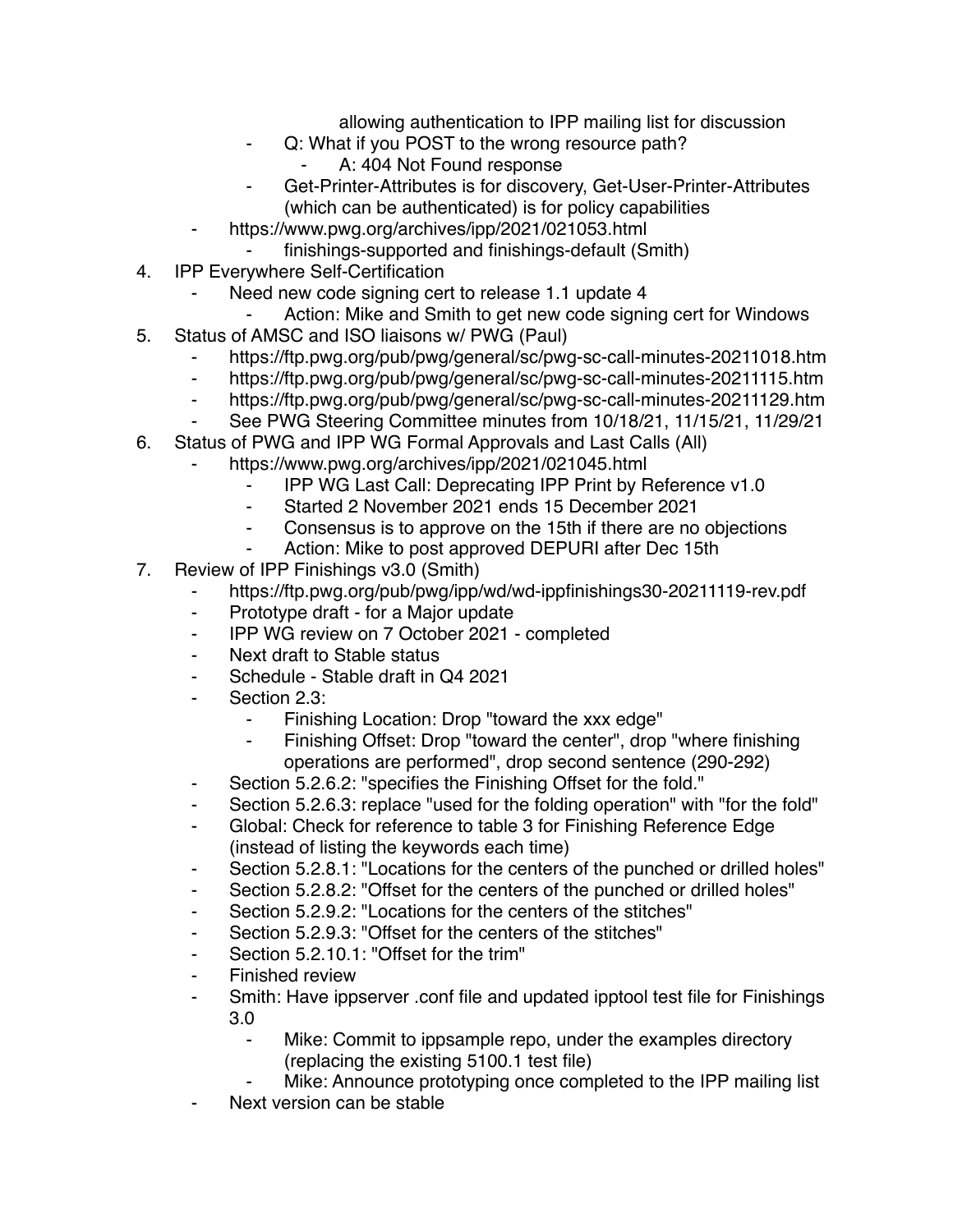allowing authentication to IPP mailing list for discussion
        - Q: What if you POST to the wrong resource path?
            - A: 404 Not Found response
        - Get-Printer-Attributes is for discovery, Get-User-Printer-Attributes (which can be authenticated) is for policy capabilities
    - https://www.pwg.org/archives/ipp/2021/021053.html
        - finishings-supported and finishings-default (Smith)

4. IPP Everywhere Self-Certification
    - Need new code signing cert to release 1.1 update 4
        - Action: Mike and Smith to get new code signing cert for Windows
5. Status of AMSC and ISO liaisons w/ PWG (Paul)
    - https://ftp.pwg.org/pub/pwg/general/sc/pwg-sc-call-minutes-20211018.htm
    - https://ftp.pwg.org/pub/pwg/general/sc/pwg-sc-call-minutes-20211115.htm
    - https://ftp.pwg.org/pub/pwg/general/sc/pwg-sc-call-minutes-20211129.htm
    - See PWG Steering Committee minutes from 10/18/21, 11/15/21, 11/29/21
6. Status of PWG and IPP WG Formal Approvals and Last Calls (All)
    - https://www.pwg.org/archives/ipp/2021/021045.html
        - IPP WG Last Call: Deprecating IPP Print by Reference v1.0
        - Started 2 November 2021 ends 15 December 2021
        - Consensus is to approve on the 15th if there are no objections
        - Action: Mike to post approved DEPURI after Dec 15th
7. Review of IPP Finishings v3.0 (Smith)
    - https://ftp.pwg.org/pub/pwg/ipp/wd/wd-ippfinishings30-20211119-rev.pdf
    - Prototype draft - for a Major update
    - IPP WG review on 7 October 2021 - completed
    - Next draft to Stable status
    - Schedule - Stable draft in Q4 2021
    - Section 2.3:
        - Finishing Location: Drop "toward the xxx edge"
        - Finishing Offset: Drop "toward the center", drop "where finishing operations are performed", drop second sentence (290-292)
    - Section 5.2.6.2: "specifies the Finishing Offset for the fold."
    - Section 5.2.6.3: replace "used for the folding operation" with "for the fold"
    - Global: Check for reference to table 3 for Finishing Reference Edge (instead of listing the keywords each time)
    - Section 5.2.8.1: "Locations for the centers of the punched or drilled holes"
    - Section 5.2.8.2: "Offset for the centers of the punched or drilled holes"
    - Section 5.2.9.2: "Locations for the centers of the stitches"
    - Section 5.2.9.3: "Offset for the centers of the stitches"
    - Section 5.2.10.1: "Offset for the trim"
    - Finished review
    - Smith: Have ippserver .conf file and updated ipptool test file for Finishings 3.0
        - Mike: Commit to ippsample repo, under the examples directory (replacing the existing 5100.1 test file)
        - Mike: Announce prototyping once completed to the IPP mailing list
    - Next version can be stable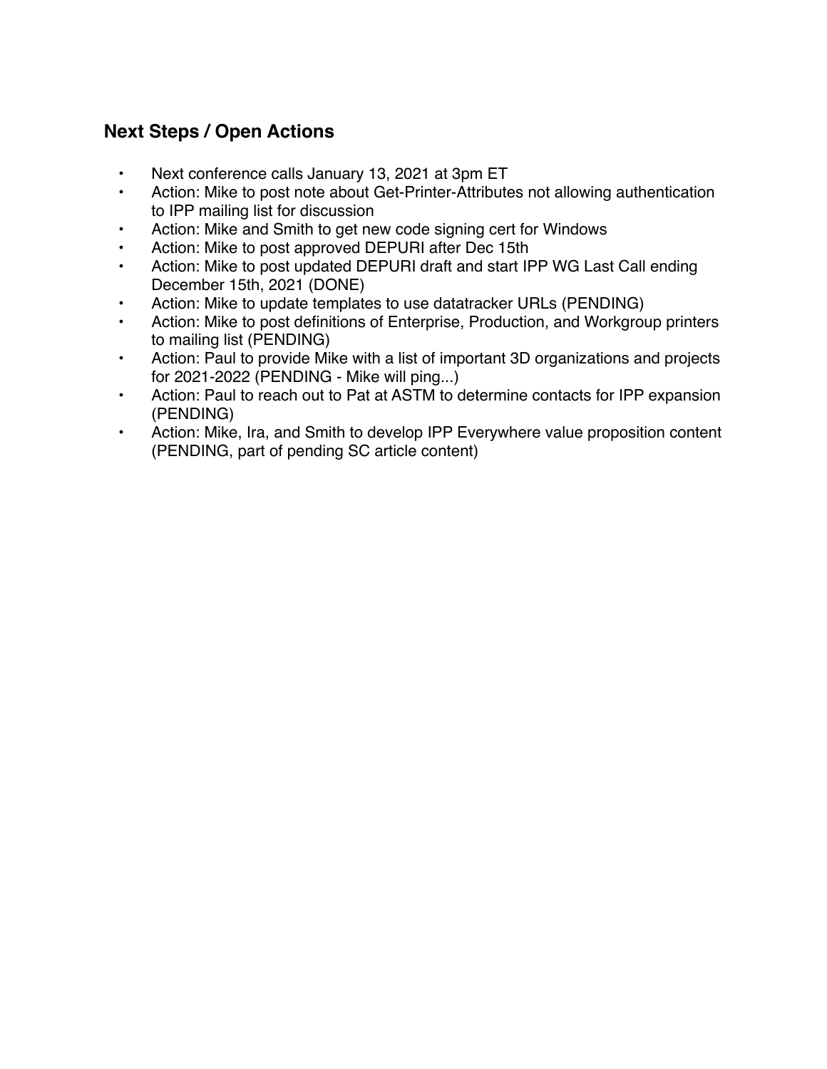## Next Steps / Open Actions

- Next conference calls January 13, 2021 at 3pm ET
- Action: Mike to post note about Get-Printer-Attributes not allowing authentication to IPP mailing list for discussion
- Action: Mike and Smith to get new code signing cert for Windows
- Action: Mike to post approved DEPURI after Dec 15th
- Action: Mike to post updated DEPURI draft and start IPP WG Last Call ending December 15th, 2021 (DONE)
- Action: Mike to update templates to use datatracker URLs (PENDING)
- Action: Mike to post definitions of Enterprise, Production, and Workgroup printers to mailing list (PENDING)
- Action: Paul to provide Mike with a list of important 3D organizations and projects for 2021-2022 (PENDING - Mike will ping...)
- Action: Paul to reach out to Pat at ASTM to determine contacts for IPP expansion (PENDING)
- Action: Mike, Ira, and Smith to develop IPP Everywhere value proposition content (PENDING, part of pending SC article content)